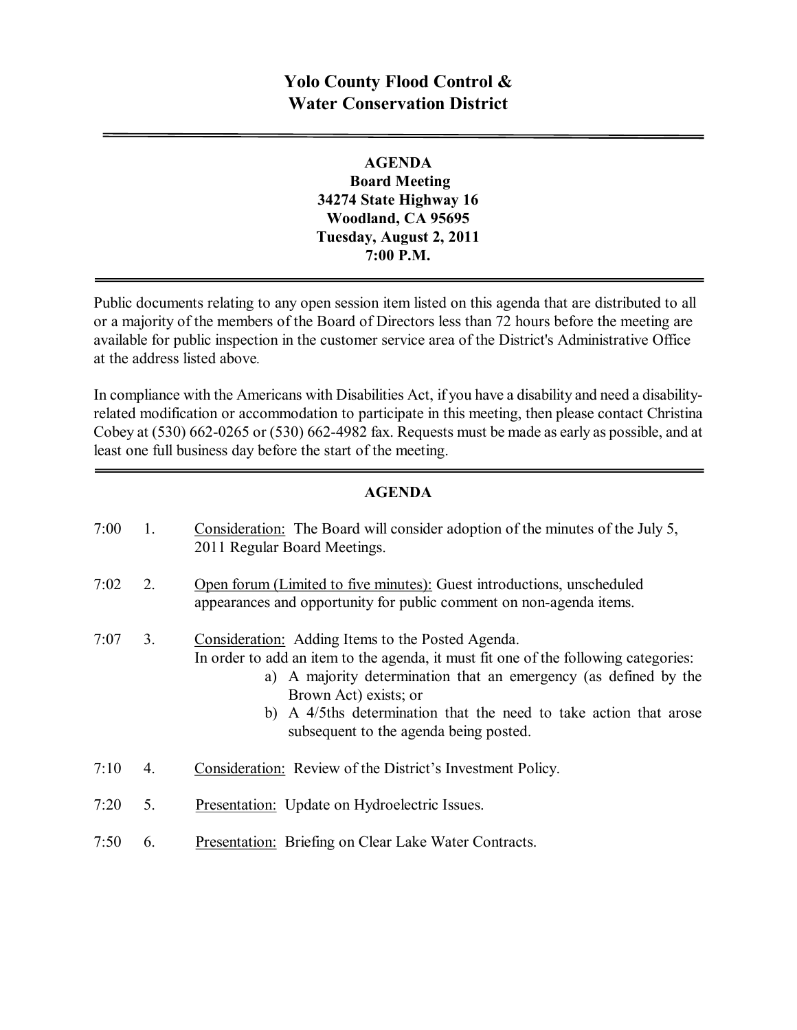# Yolo County Flood Control & Water Conservation District

---

**AGENDA**
**Board Meeting**
**34274 State Highway 16**
**Woodland, CA 95695**
**Tuesday, August 2, 2011**
**7:00 P.M.**

---

Public documents relating to any open session item listed on this agenda that are distributed to all or a majority of the members of the Board of Directors less than 72 hours before the meeting are available for public inspection in the customer service area of the District's Administrative Office at the address listed above.

In compliance with the Americans with Disabilities Act, if you have a disability and need a disability-related modification or accommodation to participate in this meeting, then please contact Christina Cobey at (530) 662-0265 or (530) 662-4982 fax. Requests must be made as early as possible, and at least one full business day before the start of the meeting.

---

## AGENDA

7:00 1. Consideration: The Board will consider adoption of the minutes of the July 5, 2011 Regular Board Meetings.

7:02 2. Open forum (Limited to five minutes): Guest introductions, unscheduled appearances and opportunity for public comment on non-agenda items.

7:07 3. Consideration: Adding Items to the Posted Agenda.
In order to add an item to the agenda, it must fit one of the following categories:
   a) A majority determination that an emergency (as defined by the Brown Act) exists; or
   b) A 4/5ths determination that the need to take action that arose subsequent to the agenda being posted.

7:10 4. Consideration: Review of the District's Investment Policy.

7:20 5. Presentation: Update on Hydroelectric Issues.

7:50 6. Presentation: Briefing on Clear Lake Water Contracts.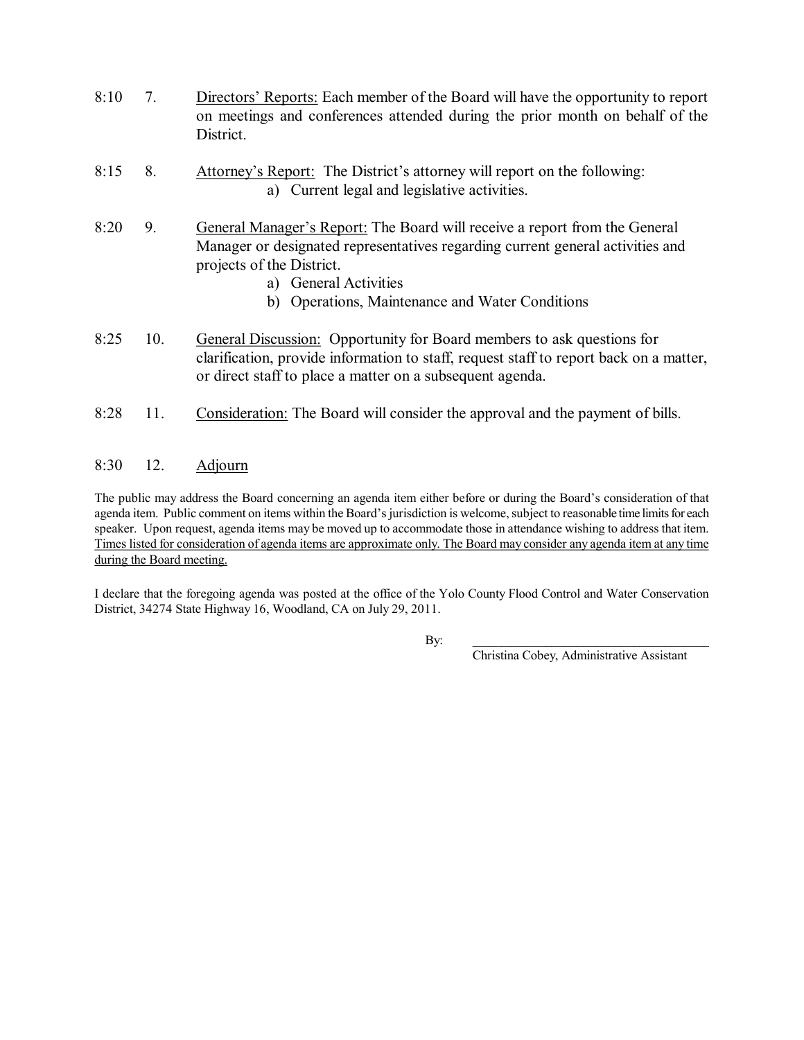8:10 7. Directors' Reports: Each member of the Board will have the opportunity to report on meetings and conferences attended during the prior month on behalf of the District.

8:15 8. Attorney's Report: The District's attorney will report on the following:

   a) Current legal and legislative activities.

8:20 9. General Manager's Report: The Board will receive a report from the General Manager or designated representatives regarding current general activities and projects of the District.

   a) General Activities
   b) Operations, Maintenance and Water Conditions

8:25 10. General Discussion: Opportunity for Board members to ask questions for clarification, provide information to staff, request staff to report back on a matter, or direct staff to place a matter on a subsequent agenda.

8:28 11. Consideration: The Board will consider the approval and the payment of bills.

8:30 12. Adjourn

The public may address the Board concerning an agenda item either before or during the Board's consideration of that agenda item. Public comment on items within the Board's jurisdiction is welcome, subject to reasonable time limits for each speaker. Upon request, agenda items may be moved up to accommodate those in attendance wishing to address that item. Times listed for consideration of agenda items are approximate only. The Board may consider any agenda item at any time during the Board meeting.

I declare that the foregoing agenda was posted at the office of the Yolo County Flood Control and Water Conservation District, 34274 State Highway 16, Woodland, CA on July 29, 2011.

By: \_\_\_\_\_\_\_\_\_\_\_\_\_\_\_\_\_\_\_\_\_\_\_\_\_\_\_\_\_\_\_\_\_\_\_\_

Christina Cobey, Administrative Assistant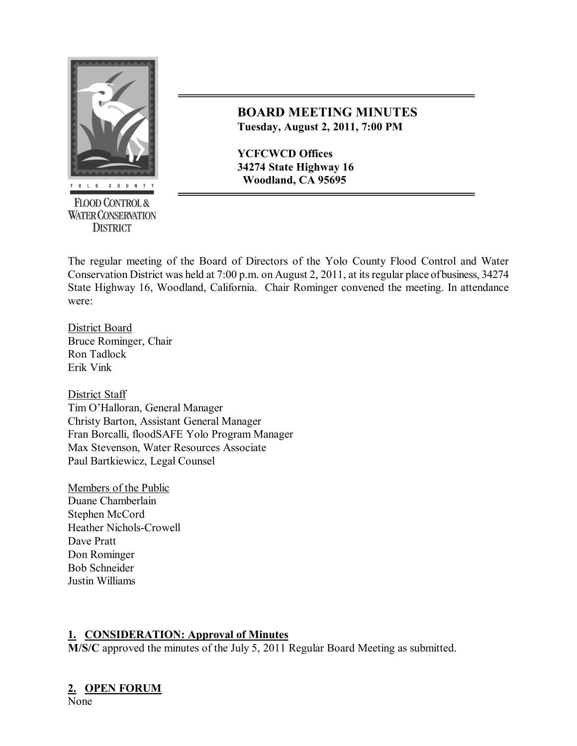**YOLO COUNTY FLOOD CONTROL & WATER CONSERVATION DISTRICT**

# BOARD MEETING MINUTES

**Tuesday, August 2, 2011, 7:00 PM**

**YCFCWCD Offices**
**34274 State Highway 16**
**Woodland, CA 95695**

The regular meeting of the Board of Directors of the Yolo County Flood Control and Water Conservation District was held at 7:00 p.m. on August 2, 2011, at its regular place of business, 34274 State Highway 16, Woodland, California. Chair Rominger convened the meeting. In attendance were:

District Board
Bruce Rominger, Chair
Ron Tadlock
Erik Vink

District Staff
Tim O'Halloran, General Manager
Christy Barton, Assistant General Manager
Fran Borcalli, floodSAFE Yolo Program Manager
Max Stevenson, Water Resources Associate
Paul Bartkiewicz, Legal Counsel

Members of the Public
Duane Chamberlain
Stephen McCord
Heather Nichols-Crowell
Dave Pratt
Don Rominger
Bob Schneider
Justin Williams

## 1. CONSIDERATION: Approval of Minutes

**M/S/C** approved the minutes of the July 5, 2011 Regular Board Meeting as submitted.

## 2. OPEN FORUM

None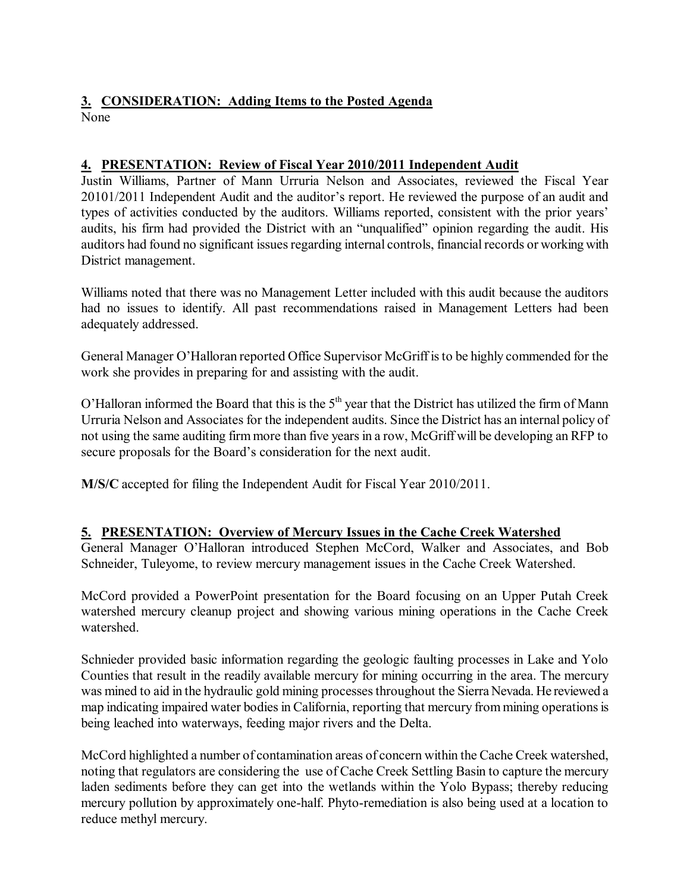**3. CONSIDERATION: Adding Items to the Posted Agenda**
None

**4. PRESENTATION: Review of Fiscal Year 2010/2011 Independent Audit**
Justin Williams, Partner of Mann Urruria Nelson and Associates, reviewed the Fiscal Year 20101/2011 Independent Audit and the auditor's report. He reviewed the purpose of an audit and types of activities conducted by the auditors. Williams reported, consistent with the prior years' audits, his firm had provided the District with an "unqualified" opinion regarding the audit. His auditors had found no significant issues regarding internal controls, financial records or working with District management.

Williams noted that there was no Management Letter included with this audit because the auditors had no issues to identify. All past recommendations raised in Management Letters had been adequately addressed.

General Manager O'Halloran reported Office Supervisor McGriff is to be highly commended for the work she provides in preparing for and assisting with the audit.

O'Halloran informed the Board that this is the 5th year that the District has utilized the firm of Mann Urruria Nelson and Associates for the independent audits. Since the District has an internal policy of not using the same auditing firm more than five years in a row, McGriff will be developing an RFP to secure proposals for the Board's consideration for the next audit.

**M/S/C** accepted for filing the Independent Audit for Fiscal Year 2010/2011.

**5. PRESENTATION: Overview of Mercury Issues in the Cache Creek Watershed**
General Manager O'Halloran introduced Stephen McCord, Walker and Associates, and Bob Schneider, Tuleyome, to review mercury management issues in the Cache Creek Watershed.

McCord provided a PowerPoint presentation for the Board focusing on an Upper Putah Creek watershed mercury cleanup project and showing various mining operations in the Cache Creek watershed.

Schnieder provided basic information regarding the geologic faulting processes in Lake and Yolo Counties that result in the readily available mercury for mining occurring in the area. The mercury was mined to aid in the hydraulic gold mining processes throughout the Sierra Nevada. He reviewed a map indicating impaired water bodies in California, reporting that mercury from mining operations is being leached into waterways, feeding major rivers and the Delta.

McCord highlighted a number of contamination areas of concern within the Cache Creek watershed, noting that regulators are considering the use of Cache Creek Settling Basin to capture the mercury laden sediments before they can get into the wetlands within the Yolo Bypass; thereby reducing mercury pollution by approximately one-half. Phyto-remediation is also being used at a location to reduce methyl mercury.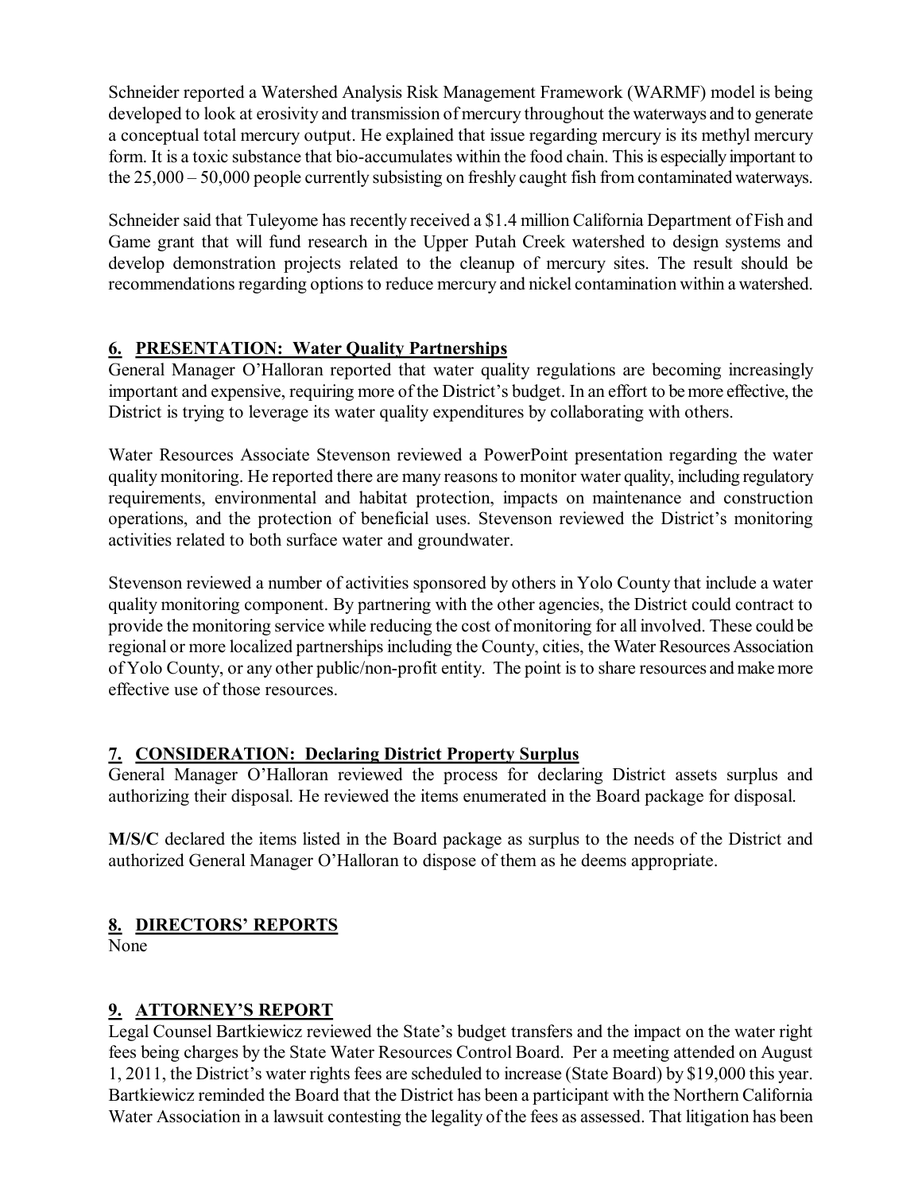Schneider reported a Watershed Analysis Risk Management Framework (WARMF) model is being developed to look at erosivity and transmission of mercury throughout the waterways and to generate a conceptual total mercury output. He explained that issue regarding mercury is its methyl mercury form. It is a toxic substance that bio-accumulates within the food chain. This is especially important to the 25,000 – 50,000 people currently subsisting on freshly caught fish from contaminated waterways.

Schneider said that Tuleyome has recently received a $1.4 million California Department of Fish and Game grant that will fund research in the Upper Putah Creek watershed to design systems and develop demonstration projects related to the cleanup of mercury sites. The result should be recommendations regarding options to reduce mercury and nickel contamination within a watershed.

## 6. PRESENTATION: Water Quality Partnerships

General Manager O'Halloran reported that water quality regulations are becoming increasingly important and expensive, requiring more of the District's budget. In an effort to be more effective, the District is trying to leverage its water quality expenditures by collaborating with others.

Water Resources Associate Stevenson reviewed a PowerPoint presentation regarding the water quality monitoring. He reported there are many reasons to monitor water quality, including regulatory requirements, environmental and habitat protection, impacts on maintenance and construction operations, and the protection of beneficial uses. Stevenson reviewed the District's monitoring activities related to both surface water and groundwater.

Stevenson reviewed a number of activities sponsored by others in Yolo County that include a water quality monitoring component. By partnering with the other agencies, the District could contract to provide the monitoring service while reducing the cost of monitoring for all involved. These could be regional or more localized partnerships including the County, cities, the Water Resources Association of Yolo County, or any other public/non-profit entity. The point is to share resources and make more effective use of those resources.

## 7. CONSIDERATION: Declaring District Property Surplus

General Manager O'Halloran reviewed the process for declaring District assets surplus and authorizing their disposal. He reviewed the items enumerated in the Board package for disposal.

**M/S/C** declared the items listed in the Board package as surplus to the needs of the District and authorized General Manager O'Halloran to dispose of them as he deems appropriate.

## 8. DIRECTORS' REPORTS

None

## 9. ATTORNEY'S REPORT

Legal Counsel Bartkiewicz reviewed the State's budget transfers and the impact on the water right fees being charges by the State Water Resources Control Board. Per a meeting attended on August 1, 2011, the District's water rights fees are scheduled to increase (State Board) by $19,000 this year. Bartkiewicz reminded the Board that the District has been a participant with the Northern California Water Association in a lawsuit contesting the legality of the fees as assessed. That litigation has been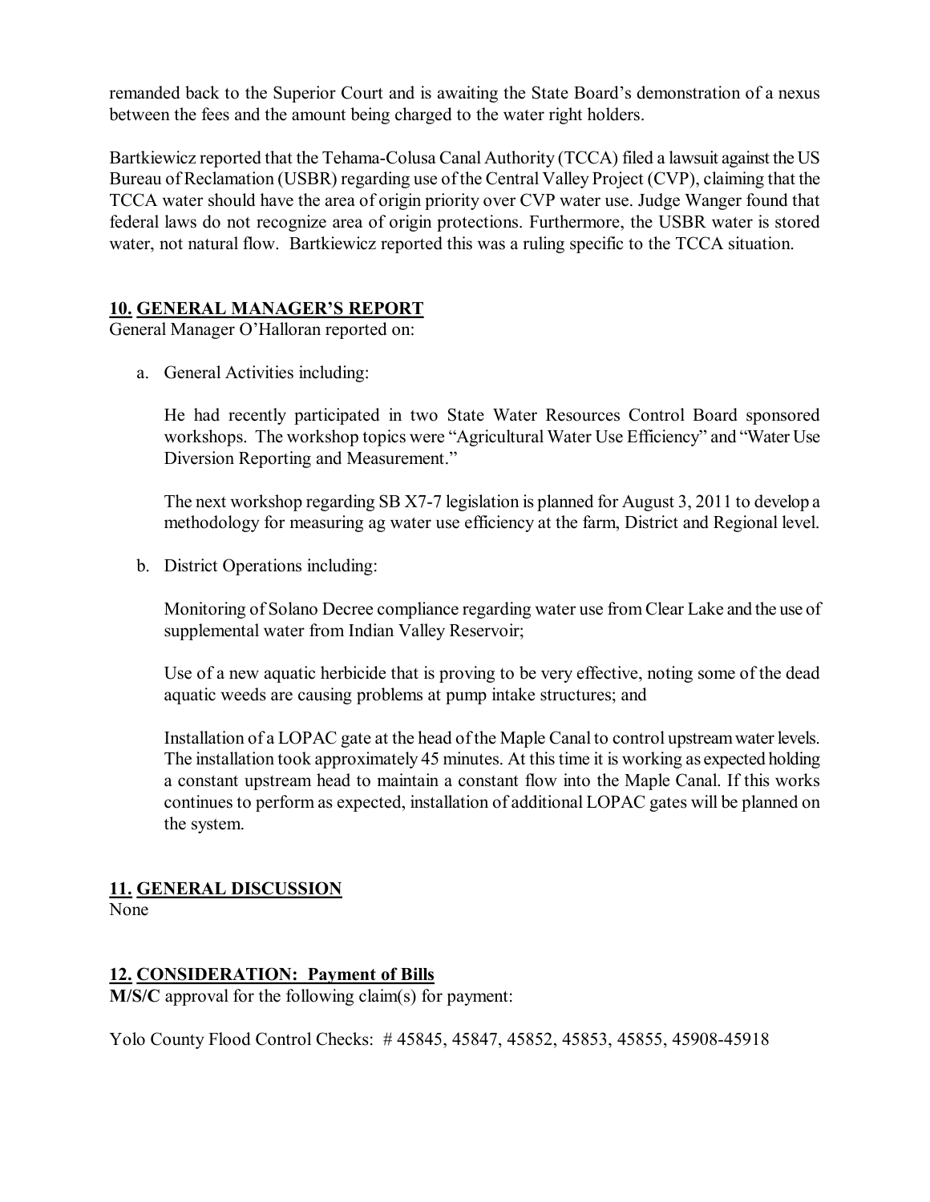remanded back to the Superior Court and is awaiting the State Board's demonstration of a nexus between the fees and the amount being charged to the water right holders.

Bartkiewicz reported that the Tehama-Colusa Canal Authority (TCCA) filed a lawsuit against the US Bureau of Reclamation (USBR) regarding use of the Central Valley Project (CVP), claiming that the TCCA water should have the area of origin priority over CVP water use. Judge Wanger found that federal laws do not recognize area of origin protections. Furthermore, the USBR water is stored water, not natural flow. Bartkiewicz reported this was a ruling specific to the TCCA situation.

## **10. GENERAL MANAGER'S REPORT**

General Manager O'Halloran reported on:

a. General Activities including:

   He had recently participated in two State Water Resources Control Board sponsored workshops. The workshop topics were "Agricultural Water Use Efficiency" and "Water Use Diversion Reporting and Measurement."

   The next workshop regarding SB X7-7 legislation is planned for August 3, 2011 to develop a methodology for measuring ag water use efficiency at the farm, District and Regional level.

b. District Operations including:

   Monitoring of Solano Decree compliance regarding water use from Clear Lake and the use of supplemental water from Indian Valley Reservoir;

   Use of a new aquatic herbicide that is proving to be very effective, noting some of the dead aquatic weeds are causing problems at pump intake structures; and

   Installation of a LOPAC gate at the head of the Maple Canal to control upstream water levels. The installation took approximately 45 minutes. At this time it is working as expected holding a constant upstream head to maintain a constant flow into the Maple Canal. If this works continues to perform as expected, installation of additional LOPAC gates will be planned on the system.

## **11. GENERAL DISCUSSION**

None

## **12. CONSIDERATION: Payment of Bills**

**M/S/C** approval for the following claim(s) for payment:

Yolo County Flood Control Checks: # 45845, 45847, 45852, 45853, 45855, 45908-45918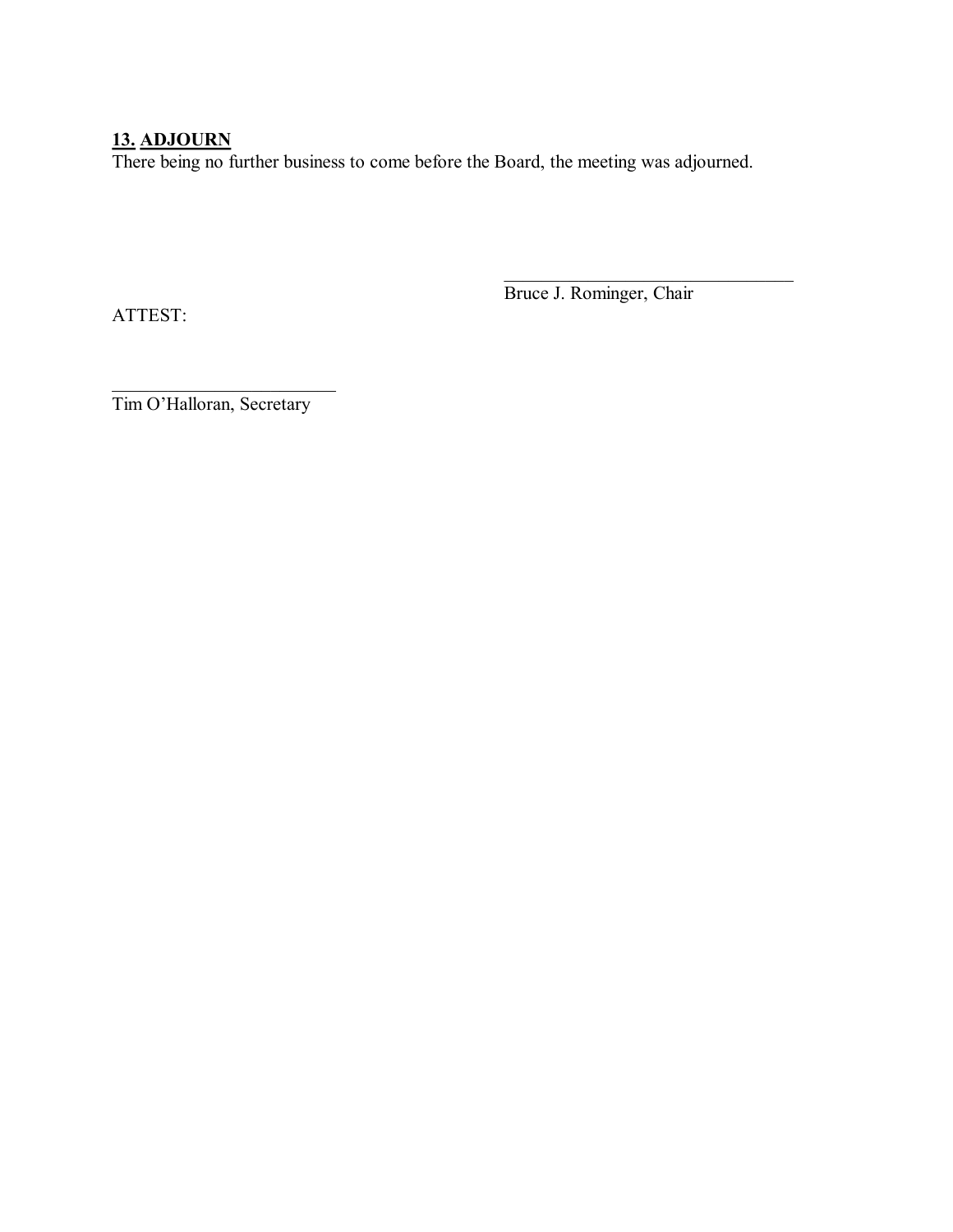**13. ADJOURN**

There being no further business to come before the Board, the meeting was adjourned.

\_\_\_\_\_\_\_\_\_\_\_\_\_\_\_\_\_\_\_\_\_\_\_\_\_\_\_\_\_\_\_\_

Bruce J. Rominger, Chair

ATTEST:

\_\_\_\_\_\_\_\_\_\_\_\_\_\_\_\_\_\_\_\_\_\_\_\_\_\_\_\_\_\_\_\_

Tim O'Halloran, Secretary